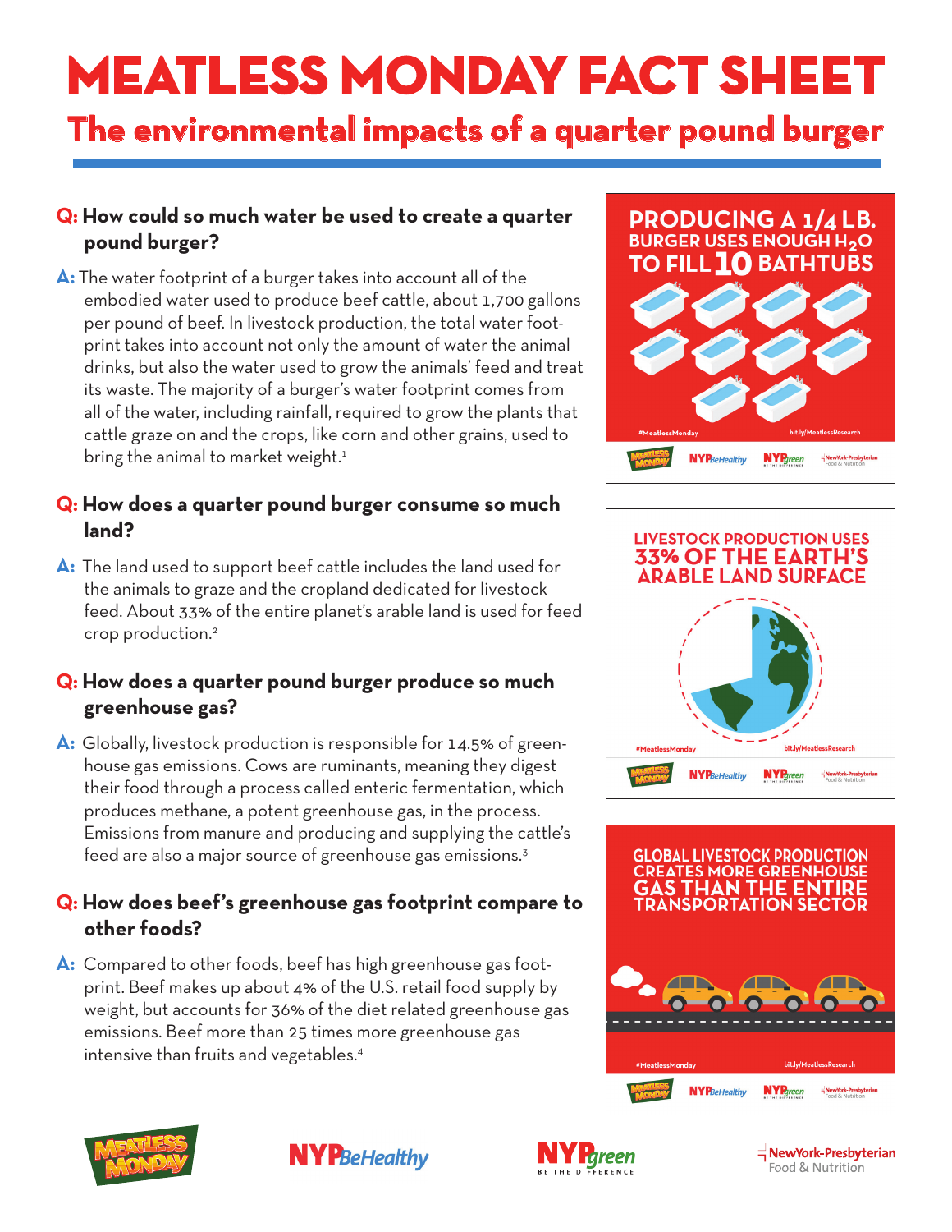# MEATLESS MONDAY FACT SHEET

## The environmental impacts of a quarter pound burger

**Q: How could so much water be used to create a quarter pound burger?**

**A:** The water footprint of a burger takes into account all of the embodied water used to produce beef cattle, about 1,700 gallons per pound of beef. In livestock production, the total water footprint takes into account not only the amount of water the animal drinks, but also the water used to grow the animals' feed and treat its waste. The majority of a burger's water footprint comes from all of the water, including rainfall, required to grow the plants that cattle graze on and the crops, like corn and other grains, used to bring the animal to market weight.[1]

**Q: How does a quarter pound burger consume so much land?**

**A:** The land used to support beef cattle includes the land used for the animals to graze and the cropland dedicated for livestock feed. About 33% of the entire planet's arable land is used for feed crop production.[2]

**Q: How does a quarter pound burger produce so much greenhouse gas?**

**A:** Globally, livestock production is responsible for 14.5% of greenhouse gas emissions. Cows are ruminants, meaning they digest their food through a process called enteric fermentation, which produces methane, a potent greenhouse gas, in the process. Emissions from manure and producing and supplying the cattle's feed are also a major source of greenhouse gas emissions.[3]

**Q: How does beef's greenhouse gas footprint compare to other foods?**

**A:** Compared to other foods, beef has high greenhouse gas footprint. Beef makes up about 4% of the U.S. retail food supply by weight, but accounts for 36% of the diet related greenhouse gas emissions. Beef more than 25 times more greenhouse gas intensive than fruits and vegetables.[4]

**PRODUCING A 1/4 LB. BURGER USES ENOUGH $H_2O$ TO FILL 10 BATHTUBS**

#MeatlessMonday bit.ly/MeatlessResearch

**LIVESTOCK PRODUCTION USES 33% OF THE EARTH'S ARABLE LAND SURFACE**

#MeatlessMonday bit.ly/MeatlessResearch

**GLOBAL LIVESTOCK PRODUCTION CREATES MORE GREENHOUSE GAS THAN THE ENTIRE TRANSPORTATION SECTOR**

#MeatlessMonday bit.ly/MeatlessResearch

MEATLESS MONDAY | NYP BeHealthy | NYP green BE THE DIFFERENCE | NewYork-Presbyterian Food & Nutrition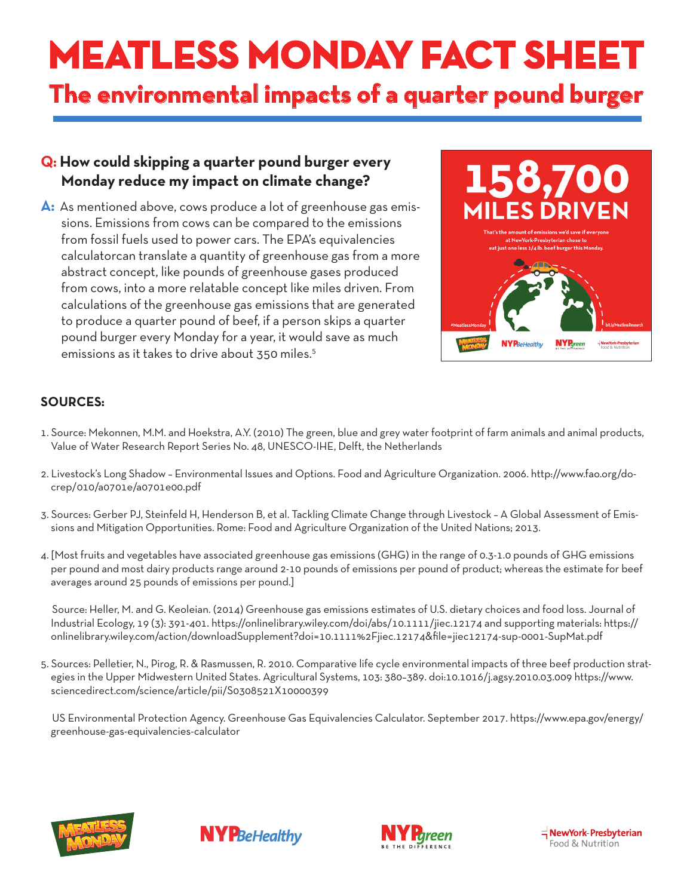# MEATLESS MONDAY FACT SHEET

## The environmental impacts of a quarter pound burger

**Q: How could skipping a quarter pound burger every Monday reduce my impact on climate change?**

**A:** As mentioned above, cows produce a lot of greenhouse gas emissions. Emissions from cows can be compared to the emissions from fossil fuels used to power cars. The EPA's equivalencies calculatorcan translate a quantity of greenhouse gas from a more abstract concept, like pounds of greenhouse gases produced from cows, into a more relatable concept like miles driven. From calculations of the greenhouse gas emissions that are generated to produce a quarter pound of beef, if a person skips a quarter pound burger every Monday for a year, it would save as much emissions as it takes to drive about 350 miles.[5]

**158,700 MILES DRIVEN**

That's the amount of emissions we'd save if everyone at NewYork-Presbyterian chose to eat just one less 1/4 lb. beef burger this Monday.

#MeatlessMonday bit.ly/MeatlessResearch

### SOURCES:

1. Source: Mekonnen, M.M. and Hoekstra, A.Y. (2010) The green, blue and grey water footprint of farm animals and animal products, Value of Water Research Report Series No. 48, UNESCO-IHE, Delft, the Netherlands

2. Livestock's Long Shadow – Environmental Issues and Options. Food and Agriculture Organization. 2006. http://www.fao.org/docrep/010/a0701e/a0701e00.pdf

3. Sources: Gerber PJ, Steinfeld H, Henderson B, et al. Tackling Climate Change through Livestock – A Global Assessment of Emissions and Mitigation Opportunities. Rome: Food and Agriculture Organization of the United Nations; 2013.

4. [Most fruits and vegetables have associated greenhouse gas emissions (GHG) in the range of 0.3-1.0 pounds of GHG emissions per pound and most dairy products range around 2-10 pounds of emissions per pound of product; whereas the estimate for beef averages around 25 pounds of emissions per pound.]

   Source: Heller, M. and G. Keoleian. (2014) Greenhouse gas emissions estimates of U.S. dietary choices and food loss. Journal of Industrial Ecology, 19 (3): 391-401. https://onlinelibrary.wiley.com/doi/abs/10.1111/jiec.12174 and supporting materials: https://onlinelibrary.wiley.com/action/downloadSupplement?doi=10.1111%2Fjiec.12174&file=jiec12174-sup-0001-SupMat.pdf

5. Sources: Pelletier, N., Pirog, R. & Rasmussen, R. 2010. Comparative life cycle environmental impacts of three beef production strategies in the Upper Midwestern United States. Agricultural Systems, 103: 380–389. doi:10.1016/j.agsy.2010.03.009 https://www.sciencedirect.com/science/article/pii/S0308521X10000399

   US Environmental Protection Agency. Greenhouse Gas Equivalencies Calculator. September 2017. https://www.epa.gov/energy/greenhouse-gas-equivalencies-calculator